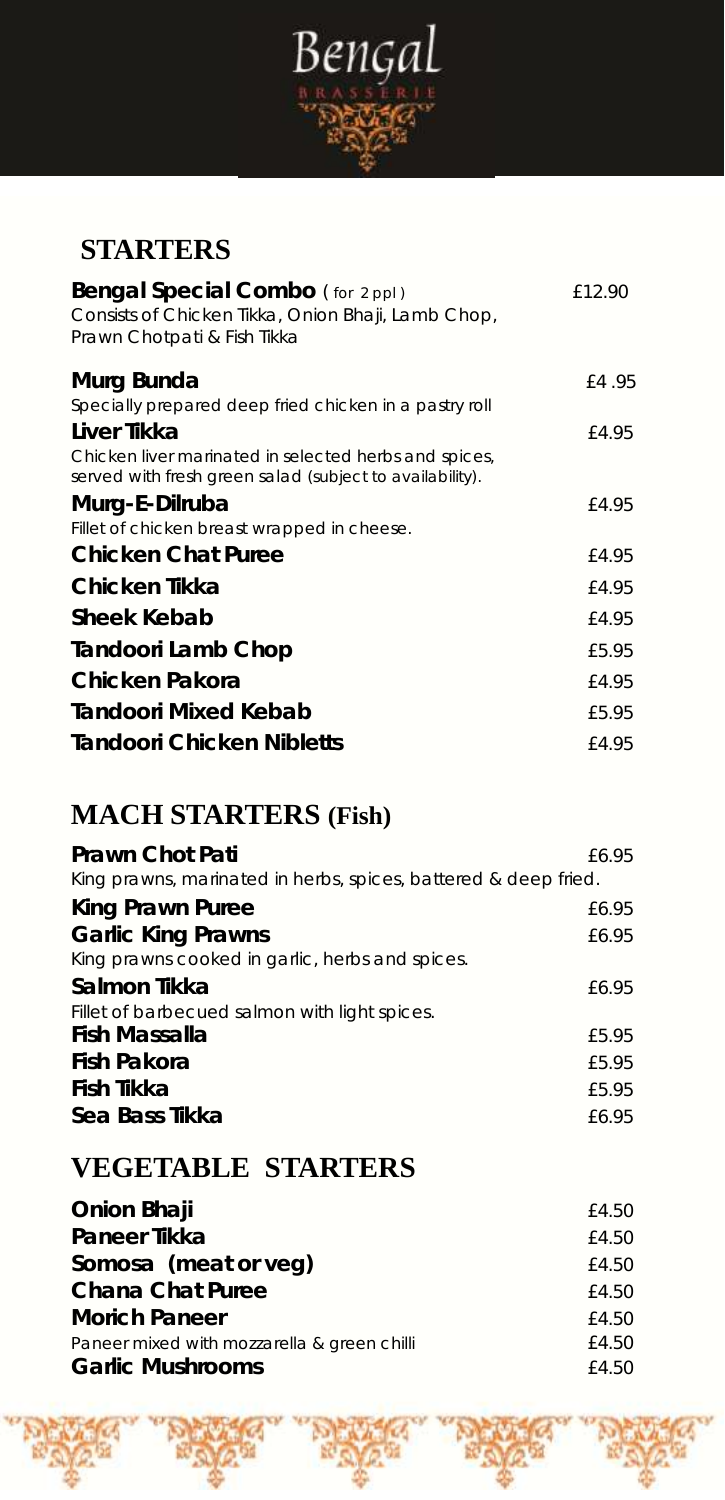# Bengal

BRASSERIE

## STARTERS

| Item | Price |
|---|---|
| **Bengal Special Combo** ( for 2 ppl )<br>Consists of Chicken Tikka, Onion Bhaji, Lamb Chop, Prawn Chotpati & Fish Tikka | £12.90 |
| **Murg Bunda**<br>Specially prepared deep fried chicken in a pastry roll | £4 .95 |
| **Liver Tikka**<br>Chicken liver marinated in selected herbs and spices, served with fresh green salad (subject to availability). | £4.95 |
| **Murg-E-Dilruba**<br>Fillet of chicken breast wrapped in cheese. | £4.95 |
| **Chicken Chat Puree** | £4.95 |
| **Chicken Tikka** | £4.95 |
| **Sheek Kebab** | £4.95 |
| **Tandoori Lamb Chop** | £5.95 |
| **Chicken Pakora** | £4.95 |
| **Tandoori Mixed Kebab** | £5.95 |
| **Tandoori Chicken Nibletts** | £4.95 |

## MACH STARTERS (Fish)

| Item | Price |
|---|---|
| **Prawn Chot Pati**<br>King prawns, marinated in herbs, spices, battered & deep fried. | £6.95 |
| **King Prawn Puree** | £6.95 |
| **Garlic King Prawns**<br>King prawns cooked in garlic, herbs and spices. | £6.95 |
| **Salmon Tikka**<br>Fillet of barbecued salmon with light spices. | £6.95 |
| **Fish Massalla** | £5.95 |
| **Fish Pakora** | £5.95 |
| **Fish Tikka** | £5.95 |
| **Sea Bass Tikka** | £6.95 |

## VEGETABLE STARTERS

| Item | Price |
|---|---|
| **Onion Bhaji** | £4.50 |
| **Paneer Tikka** | £4.50 |
| **Somosa (meat or veg)** | £4.50 |
| **Chana Chat Puree** | £4.50 |
| **Morich Paneer** | £4.50 |
| Paneer mixed with mozzarella & green chilli | £4.50 |
| **Garlic Mushrooms** | £4.50 |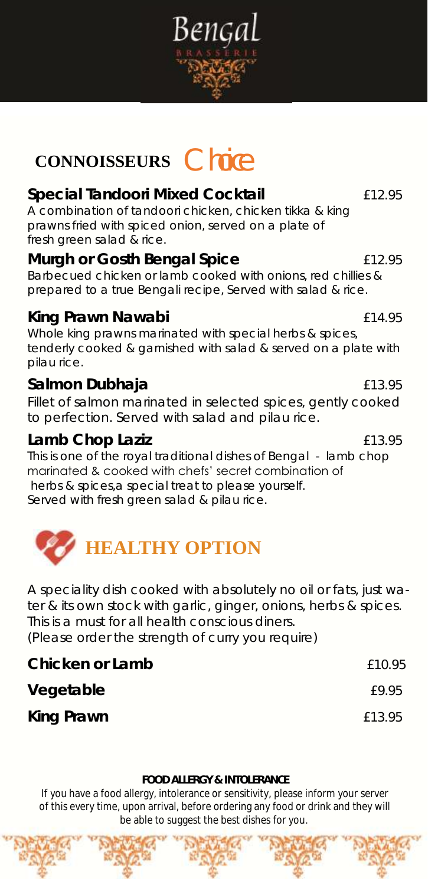# CONNOISSEURS Choice

### Special Tandoori Mixed Cocktail — £12.95

A combination of tandoori chicken, chicken tikka & king prawns fried with spiced onion, served on a plate of fresh green salad & rice.

### Murgh or Gosth Bengal Spice — £12.95

Barbecued chicken or lamb cooked with onions, red chillies & prepared to a true Bengali recipe, Served with salad & rice.

### King Prawn Nawabi — £14.95

Whole king prawns marinated with special herbs & spices, tenderly cooked & garnished with salad & served on a plate with pilau rice.

### Salmon Dubhaja — £13.95

Fillet of salmon marinated in selected spices, gently cooked to perfection. Served with salad and pilau rice.

### Lamb Chop Laziz — £13.95

This is one of the royal traditional dishes of Bengal - lamb chop marinated & cooked with chefs' secret combination of herbs & spices,a special treat to please yourself. Served with fresh green salad & pilau rice.

# HEALTHY OPTION

A speciality dish cooked with absolutely no oil or fats, just water & its own stock with garlic, ginger, onions, herbs & spices. This is a must for all health conscious diners.
(Please order the strength of curry you require)

| | |
|---|---|
| **Chicken or Lamb** | £10.95 |
| **Vegetable** | £9.95 |
| **King Prawn** | £13.95 |

**FOOD ALLERGY & INTOLERANCE**

If you have a food allergy, intolerance or sensitivity, please inform your server of this every time, upon arrival, before ordering any food or drink and they will be able to suggest the best dishes for you.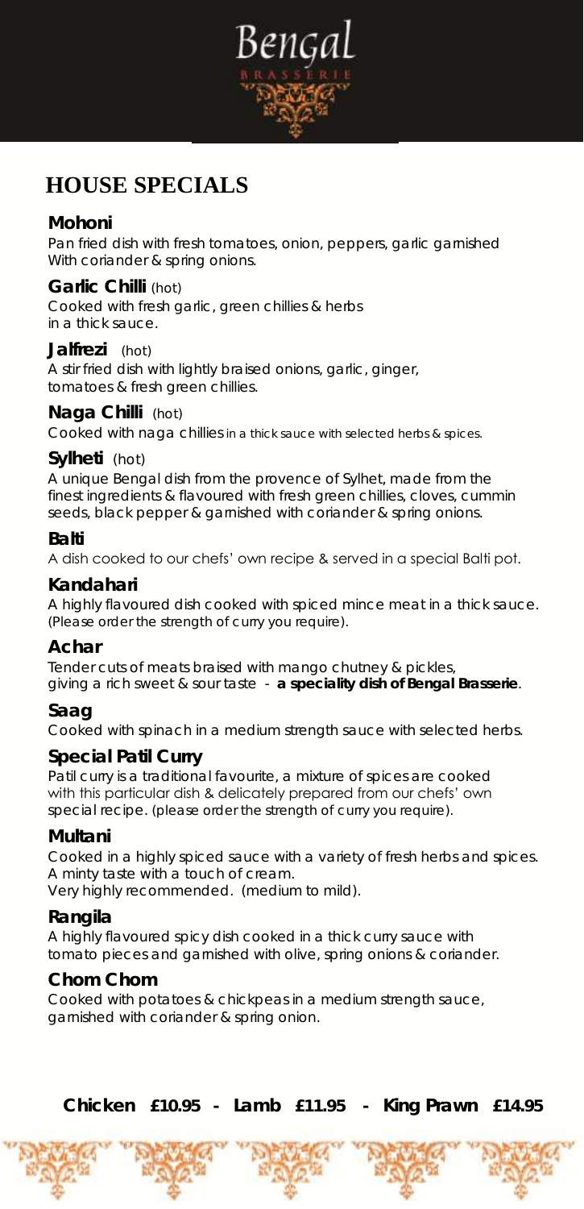# HOUSE SPECIALS

### Mohoni

Pan fried dish with fresh tomatoes, onion, peppers, garlic garnished With coriander & spring onions.

### Garlic Chilli (hot)

Cooked with fresh garlic, green chillies & herbs in a thick sauce.

### Jalfrezi (hot)

A stir fried dish with lightly braised onions, garlic, ginger, tomatoes & fresh green chillies.

### Naga Chilli (hot)

Cooked with naga chillies in a thick sauce with selected herbs & spices.

### Sylheti (hot)

A unique Bengal dish from the provence of Sylhet, made from the finest ingredients & flavoured with fresh green chillies, cloves, cummin seeds, black pepper & garnished with coriander & spring onions.

### Balti

A dish cooked to our chefs' own recipe & served in a special Balti pot.

### Kandahari

A highly flavoured dish cooked with spiced mince meat in a thick sauce. (Please order the strength of curry you require).

### Achar

Tender cuts of meats braised with mango chutney & pickles, giving a rich sweet & sour taste - **a speciality dish of Bengal Brasserie**.

### Saag

Cooked with spinach in a medium strength sauce with selected herbs.

### Special Patil Curry

Patil curry is a traditional favourite, a mixture of spices are cooked with this particular dish & delicately prepared from our chefs' own special recipe. (please order the strength of curry you require).

### Multani

Cooked in a highly spiced sauce with a variety of fresh herbs and spices. A minty taste with a touch of cream.
Very highly recommended. (medium to mild).

### Rangila

A highly flavoured spicy dish cooked in a thick curry sauce with tomato pieces and garnished with olive, spring onions & coriander.

### Chom Chom

Cooked with potatoes & chickpeas in a medium strength sauce, garnished with coriander & spring onion.

**Chicken £10.95 - Lamb £11.95 - King Prawn £14.95**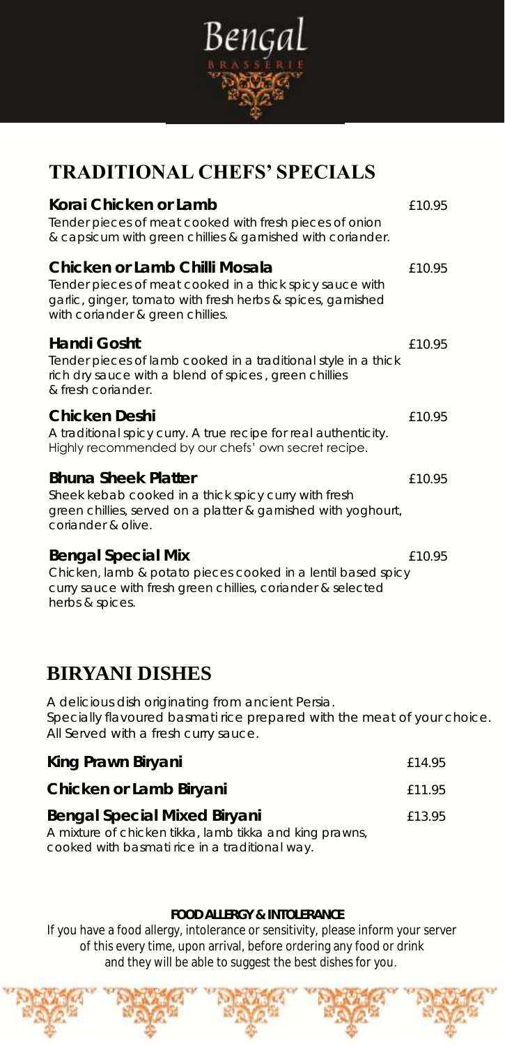Bengal

BRASSERIE

## TRADITIONAL CHEFS' SPECIALS

**Korai Chicken or Lamb** £10.95

Tender pieces of meat cooked with fresh pieces of onion & capsicum with green chillies & garnished with coriander.

**Chicken or Lamb Chilli Mosala** £10.95

Tender pieces of meat cooked in a thick spicy sauce with garlic, ginger, tomato with fresh herbs & spices, garnished with coriander & green chillies.

**Handi Gosht** £10.95

Tender pieces of lamb cooked in a traditional style in a thick rich dry sauce with a blend of spices , green chillies & fresh coriander.

**Chicken Deshi** £10.95

A traditional spicy curry. A true recipe for real authenticity. Highly recommended by our chefs' own secret recipe.

**Bhuna Sheek Platter** £10.95

Sheek kebab cooked in a thick spicy curry with fresh green chillies, served on a platter & garnished with yoghourt, coriander & olive.

**Bengal Special Mix** £10.95

Chicken, lamb & potato pieces cooked in a lentil based spicy curry sauce with fresh green chillies, coriander & selected herbs & spices.

## BIRYANI DISHES

A delicious dish originating from ancient Persia.
Specially flavoured basmati rice prepared with the meat of your choice.
All Served with a fresh curry sauce.

**King Prawn Biryani** £14.95

**Chicken or Lamb Biryani** £11.95

**Bengal Special Mixed Biryani** £13.95

A mixture of chicken tikka, lamb tikka and king prawns, cooked with basmati rice in a traditional way.

**FOOD ALLERGY & INTOLERANCE**

If you have a food allergy, intolerance or sensitivity, please inform your server of this every time, upon arrival, before ordering any food or drink and they will be able to suggest the best dishes for you.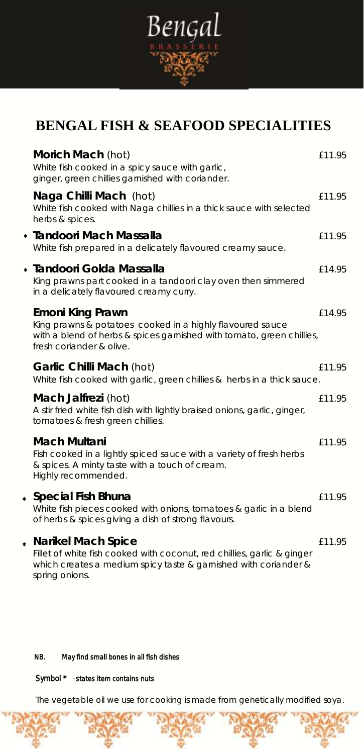Bengal

BRASSERIE

# BENGAL FISH & SEAFOOD SPECIALITIES

**Morich Mach** (hot) — £11.95
White fish cooked in a spicy sauce with garlic, ginger, green chillies garnished with coriander.

**Naga Chilli Mach** (hot) — £11.95
White fish cooked with Naga chillies in a thick sauce with selected herbs & spices.

\* **Tandoori Mach Massalla** — £11.95
White fish prepared in a delicately flavoured creamy sauce.

\* **Tandoori Golda Massalla** — £14.95
King prawns part cooked in a tandoori clay oven then simmered in a delicately flavoured creamy curry.

**Emoni King Prawn** — £14.95
King prawns & potatoes cooked in a highly flavoured sauce with a blend of herbs & spices garnished with tomato, green chillies, fresh coriander & olive.

**Garlic Chilli Mach** (hot) — £11.95
White fish cooked with garlic, green chillies & herbs in a thick sauce.

**Mach Jalfrezi** (hot) — £11.95
A stir fried white fish dish with lightly braised onions, garlic, ginger, tomatoes & fresh green chillies.

**Mach Multani** — £11.95
Fish cooked in a lightly spiced sauce with a variety of fresh herbs & spices. A minty taste with a touch of cream.
Highly recommended.

\* **Special Fish Bhuna** — £11.95
White fish pieces cooked with onions, tomatoes & garlic in a blend of herbs & spices giving a dish of strong flavours.

\* **Narikel Mach Spice** — £11.95
Fillet of white fish cooked with coconut, red chillies, garlic & ginger which creates a medium spicy taste & garnished with coriander & spring onions.

NB. May find small bones in all fish dishes

Symbol * - states item contains nuts

The vegetable oil we use for cooking is made from genetically modified soya.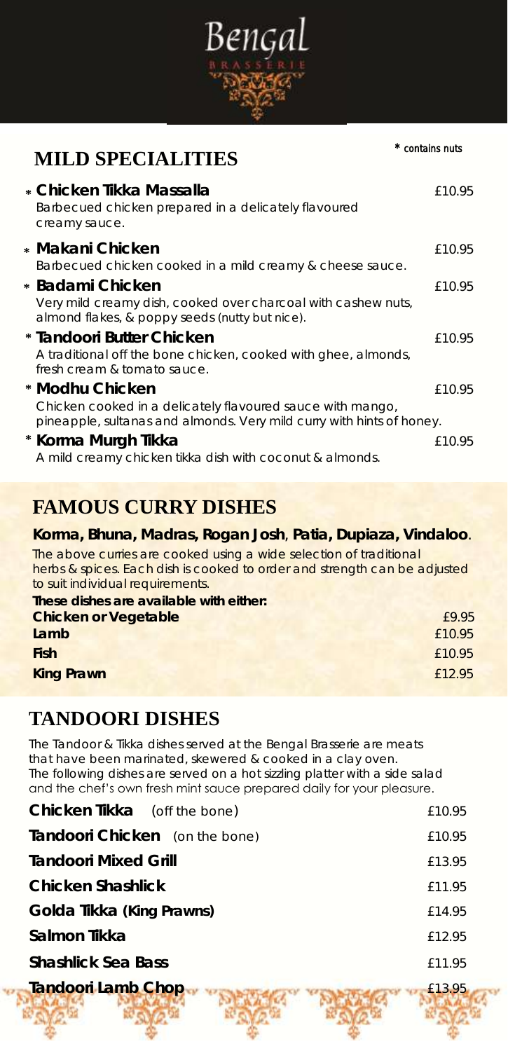# Bengal

BRASSERIE

## MILD SPECIALITIES

\* contains nuts

| | |
|---|---|
| **\* Chicken Tikka Massalla**<br>Barbecued chicken prepared in a delicately flavoured creamy sauce. | £10.95 |
| **\* Makani Chicken**<br>Barbecued chicken cooked in a mild creamy & cheese sauce. | £10.95 |
| **\* Badami Chicken**<br>Very mild creamy dish, cooked over charcoal with cashew nuts, almond flakes, & poppy seeds (nutty but nice). | £10.95 |
| **\* Tandoori Butter Chicken**<br>A traditional off the bone chicken, cooked with ghee, almonds, fresh cream & tomato sauce. | £10.95 |
| **\* Modhu Chicken**<br>Chicken cooked in a delicately flavoured sauce with mango, pineapple, sultanas and almonds. Very mild curry with hints of honey. | £10.95 |
| **\* Korma Murgh Tikka**<br>A mild creamy chicken tikka dish with coconut & almonds. | £10.95 |

## FAMOUS CURRY DISHES

**Korma, Bhuna, Madras, Rogan Josh, Patia, Dupiaza, Vindaloo.**

The above curries are cooked using a wide selection of traditional herbs & spices. Each dish is cooked to order and strength can be adjusted to suit individual requirements.

**These dishes are available with either:**

| | |
|---|---|
| **Chicken or Vegetable** | £9.95 |
| **Lamb** | £10.95 |
| **Fish** | £10.95 |
| **King Prawn** | £12.95 |

## TANDOORI DISHES

The Tandoor & Tikka dishes served at the Bengal Brasserie are meats that have been marinated, skewered & cooked in a clay oven. The following dishes are served on a hot sizzling platter with a side salad and the chef's own fresh mint sauce prepared daily for your pleasure.

| | |
|---|---|
| **Chicken Tikka** (off the bone) | £10.95 |
| **Tandoori Chicken** (on the bone) | £10.95 |
| **Tandoori Mixed Grill** | £13.95 |
| **Chicken Shashlick** | £11.95 |
| **Golda Tikka (King Prawns)** | £14.95 |
| **Salmon Tikka** | £12.95 |
| **Shashlick Sea Bass** | £11.95 |
| **Tandoori Lamb Chop** | £13.95 |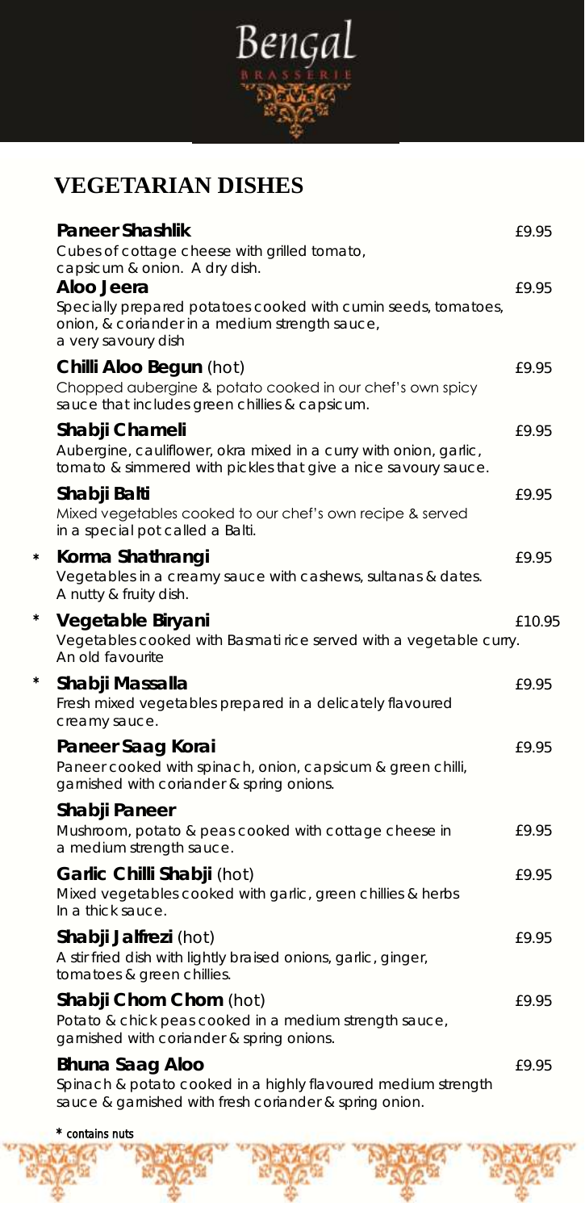# Bengal

BRASSERIE

## VEGETARIAN DISHES

**Paneer Shashlik** £9.95
Cubes of cottage cheese with grilled tomato, capsicum & onion. A dry dish.

**Aloo Jeera** £9.95
Specially prepared potatoes cooked with cumin seeds, tomatoes, onion, & coriander in a medium strength sauce, a very savoury dish

**Chilli Aloo Begun** (hot) £9.95
Chopped aubergine & potato cooked in our chef's own spicy sauce that includes green chillies & capsicum.

**Shabji Chameli** £9.95
Aubergine, cauliflower, okra mixed in a curry with onion, garlic, tomato & simmered with pickles that give a nice savoury sauce.

**Shabji Balti** £9.95
Mixed vegetables cooked to our chef's own recipe & served in a special pot called a Balti.

\* **Korma Shathrangi** £9.95
Vegetables in a creamy sauce with cashews, sultanas & dates. A nutty & fruity dish.

\* **Vegetable Biryani** £10.95
Vegetables cooked with Basmati rice served with a vegetable curry. An old favourite

\* **Shabji Massalla** £9.95
Fresh mixed vegetables prepared in a delicately flavoured creamy sauce.

**Paneer Saag Korai** £9.95
Paneer cooked with spinach, onion, capsicum & green chilli, garnished with coriander & spring onions.

**Shabji Paneer** £9.95
Mushroom, potato & peas cooked with cottage cheese in a medium strength sauce.

**Garlic Chilli Shabji** (hot) £9.95
Mixed vegetables cooked with garlic, green chillies & herbs In a thick sauce.

**Shabji Jalfrezi** (hot) £9.95
A stir fried dish with lightly braised onions, garlic, ginger, tomatoes & green chillies.

**Shabji Chom Chom** (hot) £9.95
Potato & chick peas cooked in a medium strength sauce, garnished with coriander & spring onions.

**Bhuna Saag Aloo** £9.95
Spinach & potato cooked in a highly flavoured medium strength sauce & garnished with fresh coriander & spring onion.

\* contains nuts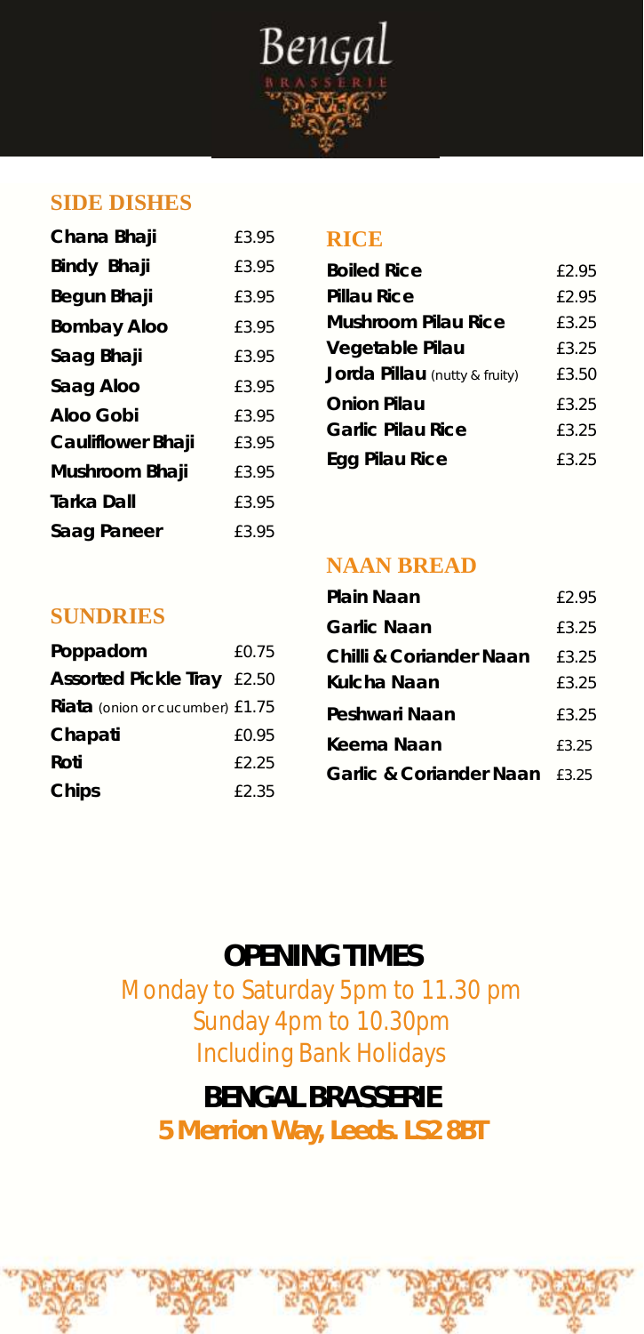# Bengal

BRASSERIE

## SIDE DISHES

| | |
|---|---|
| Chana Bhaji | £3.95 |
| Bindy Bhaji | £3.95 |
| Begun Bhaji | £3.95 |
| Bombay Aloo | £3.95 |
| Saag Bhaji | £3.95 |
| Saag Aloo | £3.95 |
| Aloo Gobi | £3.95 |
| Cauliflower Bhaji | £3.95 |
| Mushroom Bhaji | £3.95 |
| Tarka Dall | £3.95 |
| Saag Paneer | £3.95 |

## RICE

| | |
|---|---|
| Boiled Rice | £2.95 |
| Pillau Rice | £2.95 |
| Mushroom Pilau Rice | £3.25 |
| Vegetable Pilau | £3.25 |
| Jorda Pillau (nutty & fruity) | £3.50 |
| Onion Pilau | £3.25 |
| Garlic Pilau Rice | £3.25 |
| Egg Pilau Rice | £3.25 |

## SUNDRIES

| | |
|---|---|
| Poppadom | £0.75 |
| Assorted Pickle Tray | £2.50 |
| Riata (onion or cucumber) | £1.75 |
| Chapati | £0.95 |
| Roti | £2.25 |
| Chips | £2.35 |

## NAAN BREAD

| | |
|---|---|
| Plain Naan | £2.95 |
| Garlic Naan | £3.25 |
| Chilli & Coriander Naan | £3.25 |
| Kulcha Naan | £3.25 |
| Peshwari Naan | £3.25 |
| Keema Naan | £3.25 |
| Garlic & Coriander Naan | £3.25 |

## OPENING TIMES

Monday to Saturday 5pm to 11.30 pm
Sunday 4pm to 10.30pm
Including Bank Holidays

## BENGAL BRASSERIE

**5 Merrion Way, Leeds. LS2 8BT**